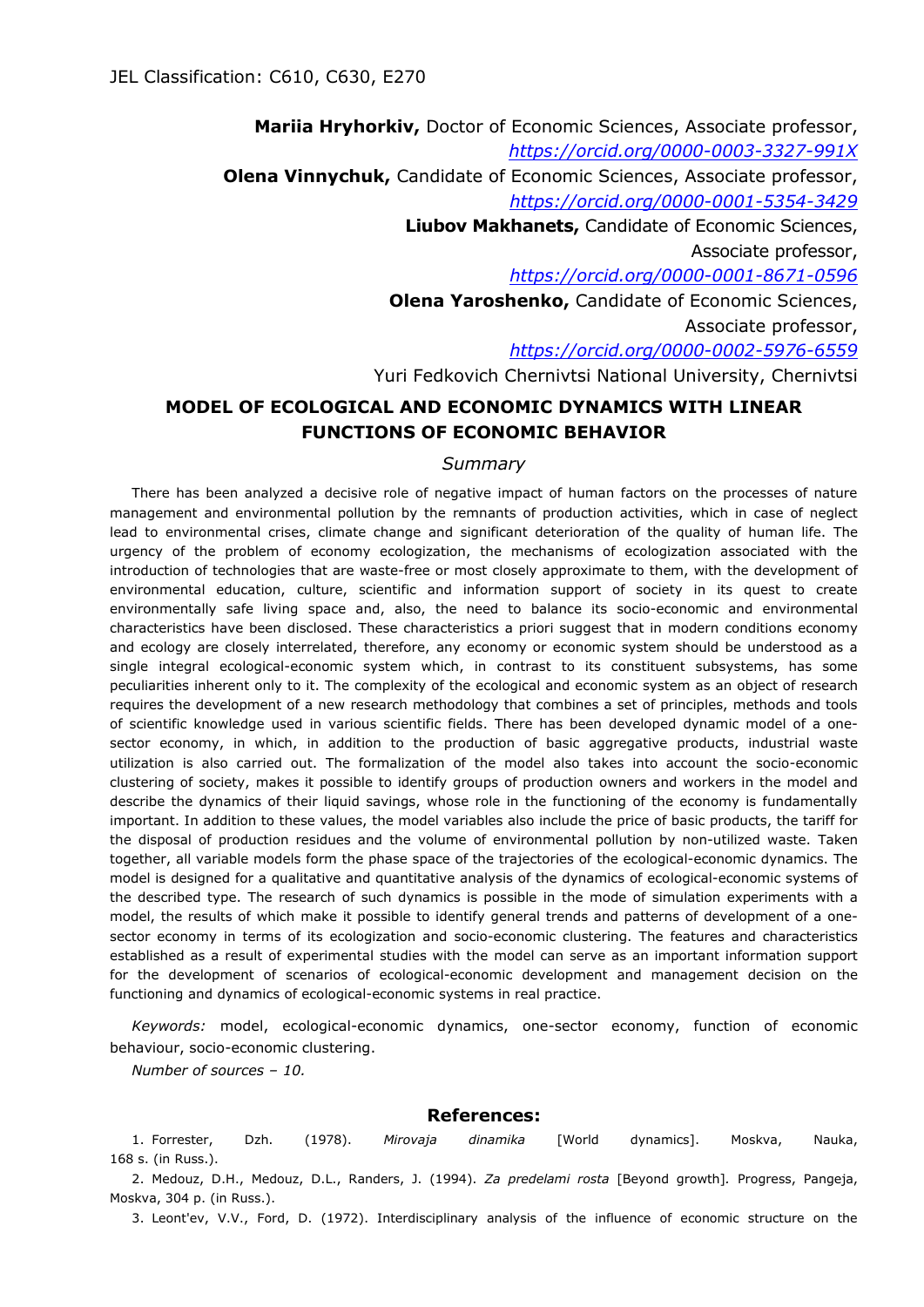JEL Classification: C610, C630, E270

**Mariia Hryhorkiv,** Doctor of Economic Sciences, Associate professor, *https://orcid.org/0000-0003-3327-991X*

**Olena Vinnychuk,** Candidate of Economic Sciences, Associate professor, *https://orcid.org/0000-0001-5354-3429*

**Liubov Makhanets,** Candidate of Economic Sciences, Associate professor, *https://orcid.org/0000-0001-8671-0596*

**Olena Yaroshenko,** Candidate of Economic Sciences, Associate professor, *https://orcid.org/0000-0002-5976-6559*

Yuri Fedkovich Chernivtsi National University, Chernivtsi

# MODEL OF ECOLOGICAL AND ECONOMIC DYNAMICS WITH LINEAR FUNCTIONS OF ECONOMIC BEHAVIOR

## *Summary*

There has been analyzed a decisive role of negative impact of human factors on the processes of nature management and environmental pollution by the remnants of production activities, which in case of neglect lead to environmental crises, climate change and significant deterioration of the quality of human life. The urgency of the problem of economy ecologization, the mechanisms of ecologization associated with the introduction of technologies that are waste-free or most closely approximate to them, with the development of environmental education, culture, scientific and information support of society in its quest to create environmentally safe living space and, also, the need to balance its socio-economic and environmental characteristics have been disclosed. These characteristics a priori suggest that in modern conditions economy and ecology are closely interrelated, therefore, any economy or economic system should be understood as a single integral ecological-economic system which, in contrast to its constituent subsystems, has some peculiarities inherent only to it. The complexity of the ecological and economic system as an object of research requires the development of a new research methodology that combines a set of principles, methods and tools of scientific knowledge used in various scientific fields. There has been developed dynamic model of a one-sector economy, in which, in addition to the production of basic aggregative products, industrial waste utilization is also carried out. The formalization of the model also takes into account the socio-economic clustering of society, makes it possible to identify groups of production owners and workers in the model and describe the dynamics of their liquid savings, whose role in the functioning of the economy is fundamentally important. In addition to these values, the model variables also include the price of basic products, the tariff for the disposal of production residues and the volume of environmental pollution by non-utilized waste. Taken together, all variable models form the phase space of the trajectories of the ecological-economic dynamics. The model is designed for a qualitative and quantitative analysis of the dynamics of ecological-economic systems of the described type. The research of such dynamics is possible in the mode of simulation experiments with a model, the results of which make it possible to identify general trends and patterns of development of a one-sector economy in terms of its ecologization and socio-economic clustering. The features and characteristics established as a result of experimental studies with the model can serve as an important information support for the development of scenarios of ecological-economic development and management decision on the functioning and dynamics of ecological-economic systems in real practice.

*Keywords:* model, ecological-economic dynamics, one-sector economy, function of economic behaviour, socio-economic clustering.

*Number of sources – 10.*

## References:

1. Forrester, Dzh. (1978). *Mirovaja dinamika* [World dynamics]. Moskva, Nauka, 168 s. (in Russ.).
2. Medouz, D.H., Medouz, D.L., Randers, J. (1994). *Za predelami rosta* [Beyond growth]. Progress, Pangeja, Moskva, 304 p. (in Russ.).
3. Leont'ev, V.V., Ford, D. (1972). Interdisciplinary analysis of the influence of economic structure on the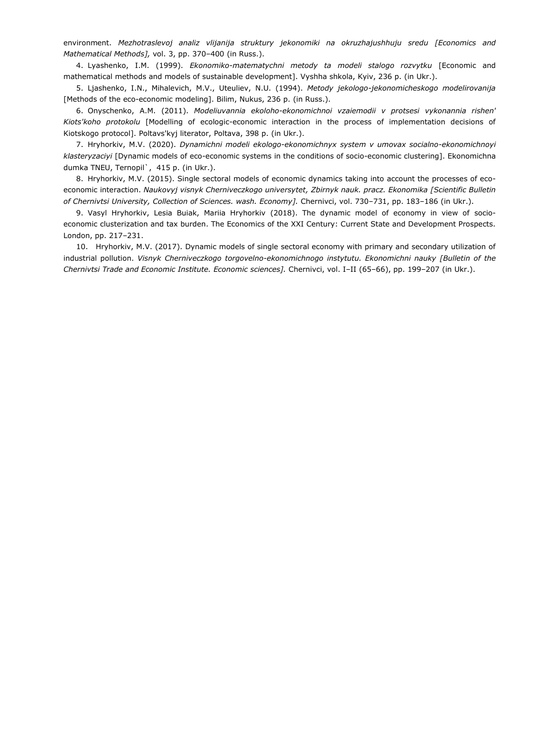environment. *Mezhotraslevoj analiz vlijanija struktury jekonomiki na okruzhajushhuju sredu [Economics and Mathematical Methods],* vol. 3, pp. 370–400 (in Russ.).

4. Lyashenko, I.M. (1999). *Ekonomiko-matematychni metody ta modeli stalogo rozvytku* [Economic and mathematical methods and models of sustainable development]. Vyshha shkola, Kyiv, 236 p. (in Ukr.).

5. Ljashenko, I.N., Mihalevich, M.V., Uteuliev, N.U. (1994). *Metody jekologo-jekonomicheskogo modelirovanija* [Methods of the eco-economic modeling]. Bilim, Nukus, 236 p. (in Russ.).

6. Onyschenko, A.M. (2011). *Modeliuvannia ekoloho-ekonomichnoi vzaiemodii v protsesi vykonannia rishen' Kiots'koho protokolu* [Modelling of ecologic-economic interaction in the process of implementation decisions of Kiotskogo protocol]. Poltavs'kyj literator, Poltava, 398 p. (in Ukr.).

7. Hryhorkiv, M.V. (2020). *Dynamichni modeli ekologo-ekonomichnyx system v umovax socialno-ekonomichnoyi klasteryzaciyi* [Dynamic models of eco-economic systems in the conditions of socio-economic clustering]. Ekonomichna dumka TNEU, Ternopil`, 415 p. (in Ukr.).

8. Hryhorkiv, M.V. (2015). Single sectoral models of economic dynamics taking into account the processes of eco-economic interaction. *Naukovyj visnyk Cherniveczkogo universytet, Zbirnyk nauk. pracz. Ekonomika [Scientific Bulletin of Chernivtsi University, Collection of Sciences. wash. Economy].* Chernivci, vol. 730–731, pp. 183–186 (in Ukr.).

9. Vasyl Hryhorkiv, Lesia Buiak, Mariia Hryhorkiv (2018). The dynamic model of economy in view of socio-economic clusterization and tax burden. The Economics of the XXI Century: Current State and Development Prospects. London, pp. 217–231.

10. Hryhorkiv, M.V. (2017). Dynamic models of single sectoral economy with primary and secondary utilization of industrial pollution. *Visnyk Cherniveczkogo torgovelno-ekonomichnogo instytutu. Ekonomichni nauky [Bulletin of the Chernivtsi Trade and Economic Institute. Economic sciences].* Chernivci, vol. I–II (65–66), pp. 199–207 (in Ukr.).